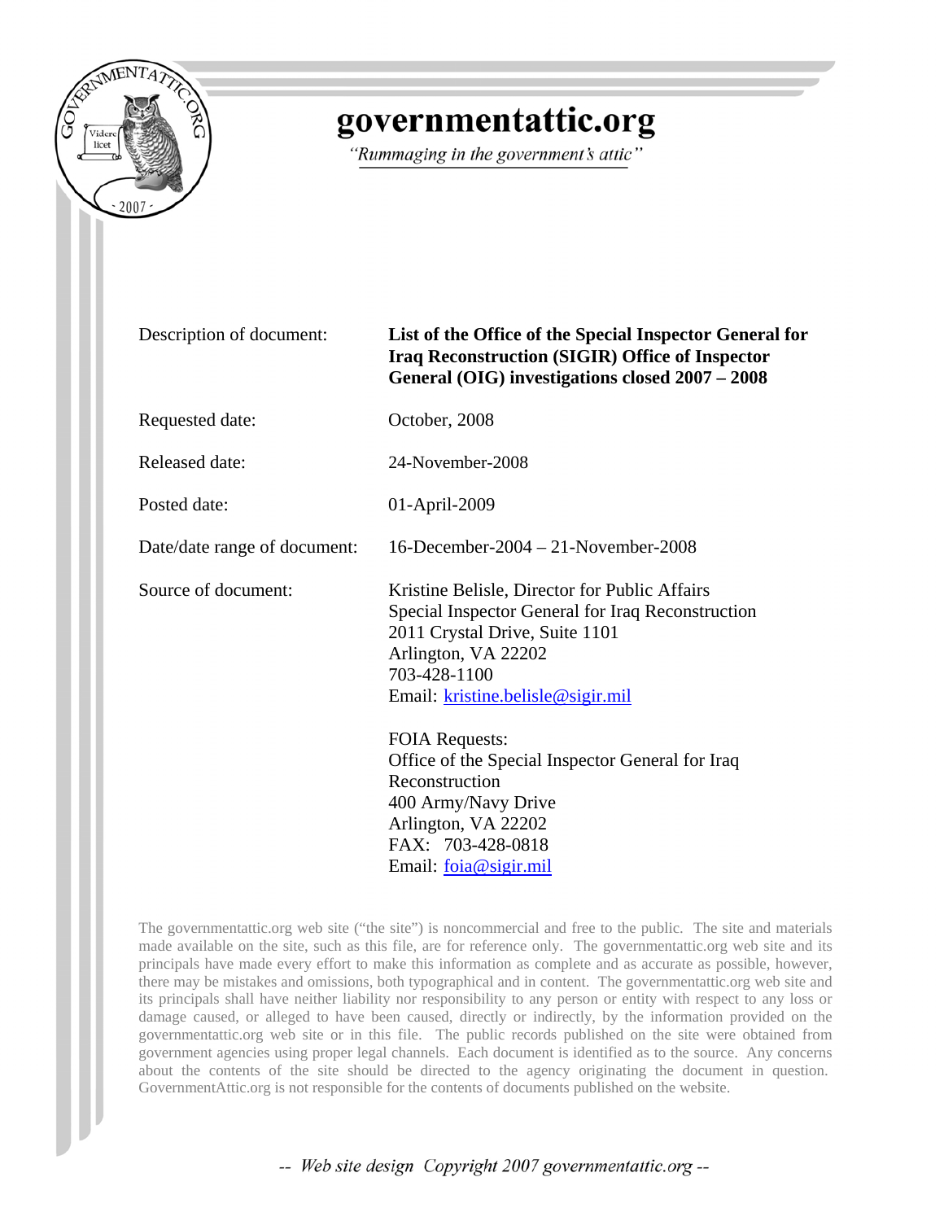# governmentattic.org

*"Rummaging in the government's attic"*

| | |
|---|---|
| Description of document: | **List of the Office of the Special Inspector General for Iraq Reconstruction (SIGIR) Office of Inspector General (OIG) investigations closed 2007 – 2008** |
| Requested date: | October, 2008 |
| Released date: | 24-November-2008 |
| Posted date: | 01-April-2009 |
| Date/date range of document: | 16-December-2004 – 21-November-2008 |
| Source of document: | Kristine Belisle, Director for Public Affairs<br>Special Inspector General for Iraq Reconstruction<br>2011 Crystal Drive, Suite 1101<br>Arlington, VA 22202<br>703-428-1100<br>Email: kristine.belisle@sigir.mil<br><br>FOIA Requests:<br>Office of the Special Inspector General for Iraq Reconstruction<br>400 Army/Navy Drive<br>Arlington, VA 22202<br>FAX: 703-428-0818<br>Email: foia@sigir.mil |

The governmentattic.org web site ("the site") is noncommercial and free to the public. The site and materials made available on the site, such as this file, are for reference only. The governmentattic.org web site and its principals have made every effort to make this information as complete and as accurate as possible, however, there may be mistakes and omissions, both typographical and in content. The governmentattic.org web site and its principals shall have neither liability nor responsibility to any person or entity with respect to any loss or damage caused, or alleged to have been caused, directly or indirectly, by the information provided on the governmentattic.org web site or in this file. The public records published on the site were obtained from government agencies using proper legal channels. Each document is identified as to the source. Any concerns about the contents of the site should be directed to the agency originating the document in question. GovernmentAttic.org is not responsible for the contents of documents published on the website.

*-- Web site design Copyright 2007 governmentattic.org --*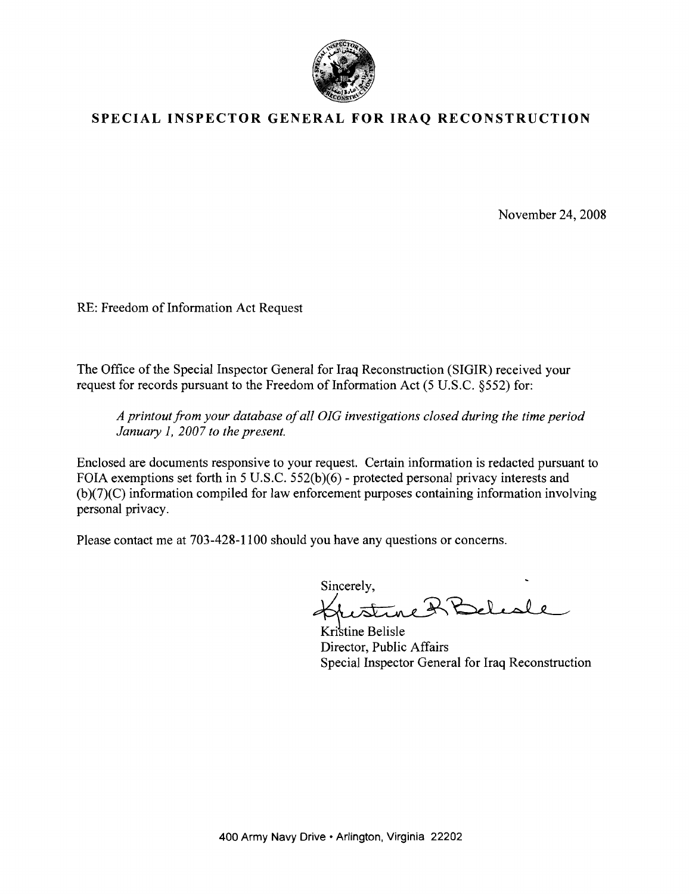# SPECIAL INSPECTOR GENERAL FOR IRAQ RECONSTRUCTION

November 24, 2008

RE: Freedom of Information Act Request

The Office of the Special Inspector General for Iraq Reconstruction (SIGIR) received your request for records pursuant to the Freedom of Information Act (5 U.S.C. §552) for:

> *A printout from your database of all OIG investigations closed during the time period January 1, 2007 to the present.*

Enclosed are documents responsive to your request. Certain information is redacted pursuant to FOIA exemptions set forth in 5 U.S.C. 552(b)(6) - protected personal privacy interests and (b)(7)(C) information compiled for law enforcement purposes containing information involving personal privacy.

Please contact me at 703-428-1100 should you have any questions or concerns.

Sincerely,

Kristine Belisle
Director, Public Affairs
Special Inspector General for Iraq Reconstruction

400 Army Navy Drive • Arlington, Virginia 22202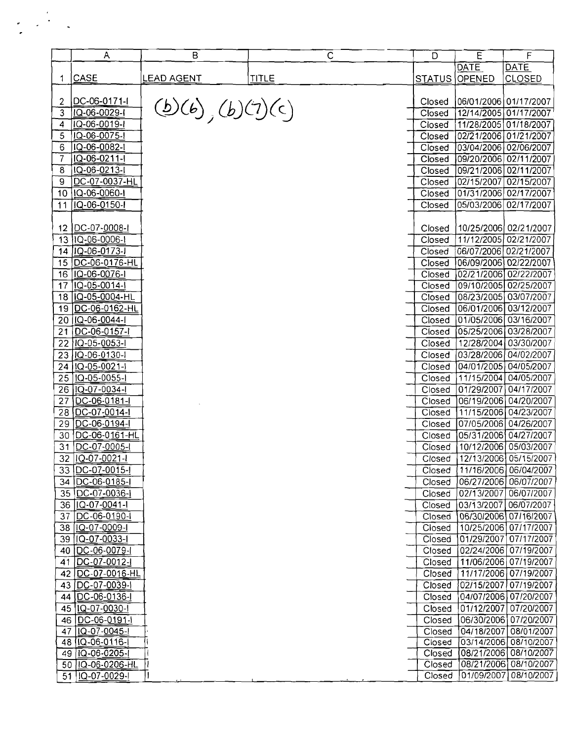| | A | B | C | D | E | F |
|---|---|---|---|---|---|---|
| 1 | CASE | LEAD AGENT | TITLE | STATUS | DATE OPENED | DATE CLOSED |
| 2 | DC-06-0171-I | (b)(6), (b)(7)(c) | | Closed | 06/01/2006 | 01/17/2007 |
| 3 | IQ-06-0029-I | | | Closed | 12/14/2005 | 01/17/2007 |
| 4 | IQ-06-0019-I | | | Closed | 11/28/2005 | 01/18/2007 |
| 5 | IQ-06-0075-I | | | Closed | 02/21/2006 | 01/21/2007 |
| 6 | IQ-06-0082-I | | | Closed | 03/04/2006 | 02/06/2007 |
| 7 | IQ-06-0211-I | | | Closed | 09/20/2006 | 02/11/2007 |
| 8 | IQ-06-0213-I | | | Closed | 09/21/2006 | 02/11/2007 |
| 9 | DC-07-0037-HL | | | Closed | 02/15/2007 | 02/15/2007 |
| 10 | IQ-06-0060-I | | | Closed | 01/31/2006 | 02/17/2007 |
| 11 | IQ-06-0150-I | | | Closed | 05/03/2006 | 02/17/2007 |
| 12 | DC-07-0008-I | | | Closed | 10/25/2006 | 02/21/2007 |
| 13 | IQ-06-0006-I | | | Closed | 11/12/2005 | 02/21/2007 |
| 14 | IQ-06-0173-I | | | Closed | 06/07/2006 | 02/21/2007 |
| 15 | DC-06-0176-HL | | | Closed | 06/09/2006 | 02/22/2007 |
| 16 | IQ-06-0076-I | | | Closed | 02/21/2006 | 02/22/2007 |
| 17 | IQ-05-0014-I | | | Closed | 09/10/2005 | 02/25/2007 |
| 18 | IQ-05-0004-HL | | | Closed | 08/23/2005 | 03/07/2007 |
| 19 | DC-06-0162-HL | | | Closed | 06/01/2006 | 03/12/2007 |
| 20 | IQ-06-0044-I | | | Closed | 01/05/2006 | 03/16/2007 |
| 21 | DC-06-0157-I | | | Closed | 05/25/2006 | 03/28/2007 |
| 22 | IQ-05-0053-I | | | Closed | 12/28/2004 | 03/30/2007 |
| 23 | IQ-06-0130-I | | | Closed | 03/28/2006 | 04/02/2007 |
| 24 | IQ-05-0021-I | | | Closed | 04/01/2005 | 04/05/2007 |
| 25 | IQ-05-0055-I | | | Closed | 11/15/2004 | 04/05/2007 |
| 26 | IQ-07-0034-I | | | Closed | 01/29/2007 | 04/17/2007 |
| 27 | DC-06-0181-I | | | Closed | 06/19/2006 | 04/20/2007 |
| 28 | DC-07-0014-I | | | Closed | 11/15/2006 | 04/23/2007 |
| 29 | DC-06-0194-I | | | Closed | 07/05/2006 | 04/26/2007 |
| 30 | DC-06-0161-HL | | | Closed | 05/31/2006 | 04/27/2007 |
| 31 | DC-07-0005-I | | | Closed | 10/12/2006 | 05/03/2007 |
| 32 | IQ-07-0021-I | | | Closed | 12/13/2006 | 05/15/2007 |
| 33 | DC-07-0015-I | | | Closed | 11/16/2006 | 06/04/2007 |
| 34 | DC-06-0185-I | | | Closed | 06/27/2006 | 06/07/2007 |
| 35 | DC-07-0036-I | | | Closed | 02/13/2007 | 06/07/2007 |
| 36 | IQ-07-0041-I | | | Closed | 03/13/2007 | 06/07/2007 |
| 37 | DC-06-0190-I | | | Closed | 06/30/2006 | 07/16/2007 |
| 38 | IQ-07-0009-I | | | Closed | 10/25/2006 | 07/17/2007 |
| 39 | IQ-07-0033-I | | | Closed | 01/29/2007 | 07/17/2007 |
| 40 | DC-06-0079-I | | | Closed | 02/24/2006 | 07/19/2007 |
| 41 | DC-07-0012-I | | | Closed | 11/06/2006 | 07/19/2007 |
| 42 | DC-07-0016-HL | | | Closed | 11/17/2006 | 07/19/2007 |
| 43 | DC-07-0039-I | | | Closed | 02/15/2007 | 07/19/2007 |
| 44 | DC-06-0136-I | | | Closed | 04/07/2006 | 07/20/2007 |
| 45 | IQ-07-0030-I | | | Closed | 01/12/2007 | 07/20/2007 |
| 46 | DC-06-0191-I | | | Closed | 06/30/2006 | 07/20/2007 |
| 47 | IQ-07-0045-I | | | Closed | 04/18/2007 | 08/01/2007 |
| 48 | IQ-06-0116-I | | | Closed | 03/14/2006 | 08/10/2007 |
| 49 | IQ-06-0205-I | | | Closed | 08/21/2006 | 08/10/2007 |
| 50 | IQ-06-0206-HL | | | Closed | 08/21/2006 | 08/10/2007 |
| 51 | IQ-07-0029-I | | | Closed | 01/09/2007 | 08/10/2007 |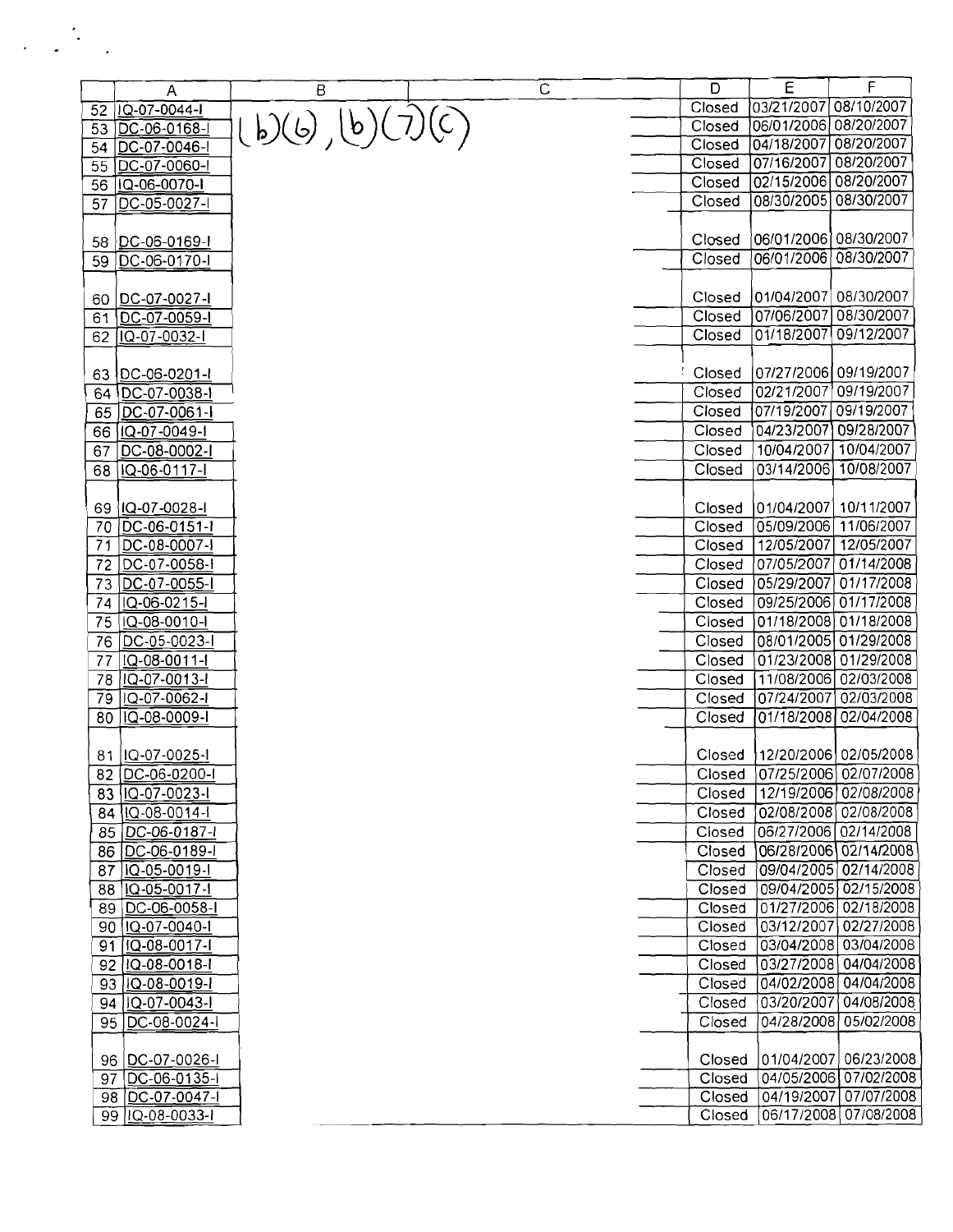| | A | B | C | D | E | F |
|---|---|---|---|---|---|---|
| 52 | IQ-07-0044-I | (b)(6), (b)(7)(C) | | Closed | 03/21/2007 | 08/10/2007 |
| 53 | DC-06-0168-I | | | Closed | 06/01/2006 | 08/20/2007 |
| 54 | DC-07-0046-I | | | Closed | 04/18/2007 | 08/20/2007 |
| 55 | DC-07-0060-I | | | Closed | 07/16/2007 | 08/20/2007 |
| 56 | IQ-06-0070-I | | | Closed | 02/15/2006 | 08/20/2007 |
| 57 | DC-05-0027-I | | | Closed | 08/30/2005 | 08/30/2007 |
| 58 | DC-06-0169-I | | | Closed | 06/01/2006 | 08/30/2007 |
| 59 | DC-06-0170-I | | | Closed | 06/01/2006 | 08/30/2007 |
| 60 | DC-07-0027-I | | | Closed | 01/04/2007 | 08/30/2007 |
| 61 | DC-07-0059-I | | | Closed | 07/06/2007 | 08/30/2007 |
| 62 | IQ-07-0032-I | | | Closed | 01/18/2007 | 09/12/2007 |
| 63 | DC-06-0201-I | | | Closed | 07/27/2006 | 09/19/2007 |
| 64 | DC-07-0038-I | | | Closed | 02/21/2007 | 09/19/2007 |
| 65 | DC-07-0061-I | | | Closed | 07/19/2007 | 09/19/2007 |
| 66 | IQ-07-0049-I | | | Closed | 04/23/2007 | 09/28/2007 |
| 67 | DC-08-0002-I | | | Closed | 10/04/2007 | 10/04/2007 |
| 68 | IQ-06-0117-I | | | Closed | 03/14/2006 | 10/08/2007 |
| 69 | IQ-07-0028-I | | | Closed | 01/04/2007 | 10/11/2007 |
| 70 | DC-06-0151-I | | | Closed | 05/09/2006 | 11/06/2007 |
| 71 | DC-08-0007-I | | | Closed | 12/05/2007 | 12/05/2007 |
| 72 | DC-07-0058-I | | | Closed | 07/05/2007 | 01/14/2008 |
| 73 | DC-07-0055-I | | | Closed | 05/29/2007 | 01/17/2008 |
| 74 | IQ-06-0215-I | | | Closed | 09/25/2006 | 01/17/2008 |
| 75 | IQ-08-0010-I | | | Closed | 01/18/2008 | 01/18/2008 |
| 76 | DC-05-0023-I | | | Closed | 08/01/2005 | 01/29/2008 |
| 77 | IQ-08-0011-I | | | Closed | 01/23/2008 | 01/29/2008 |
| 78 | IQ-07-0013-I | | | Closed | 11/08/2006 | 02/03/2008 |
| 79 | IQ-07-0062-I | | | Closed | 07/24/2007 | 02/03/2008 |
| 80 | IQ-08-0009-I | | | Closed | 01/18/2008 | 02/04/2008 |
| 81 | IQ-07-0025-I | | | Closed | 12/20/2006 | 02/05/2008 |
| 82 | DC-06-0200-I | | | Closed | 07/25/2006 | 02/07/2008 |
| 83 | IQ-07-0023-I | | | Closed | 12/19/2006 | 02/08/2008 |
| 84 | IQ-08-0014-I | | | Closed | 02/08/2008 | 02/08/2008 |
| 85 | DC-06-0187-I | | | Closed | 06/27/2006 | 02/14/2008 |
| 86 | DC-06-0189-I | | | Closed | 06/28/2006 | 02/14/2008 |
| 87 | IQ-05-0019-I | | | Closed | 09/04/2005 | 02/14/2008 |
| 88 | IQ-05-0017-I | | | Closed | 09/04/2005 | 02/15/2008 |
| 89 | DC-06-0058-I | | | Closed | 01/27/2006 | 02/18/2008 |
| 90 | IQ-07-0040-I | | | Closed | 03/12/2007 | 02/27/2008 |
| 91 | IQ-08-0017-I | | | Closed | 03/04/2008 | 03/04/2008 |
| 92 | IQ-08-0018-I | | | Closed | 03/27/2008 | 04/04/2008 |
| 93 | IQ-08-0019-I | | | Closed | 04/02/2008 | 04/04/2008 |
| 94 | IQ-07-0043-I | | | Closed | 03/20/2007 | 04/08/2008 |
| 95 | DC-08-0024-I | | | Closed | 04/28/2008 | 05/02/2008 |
| 96 | DC-07-0026-I | | | Closed | 01/04/2007 | 06/23/2008 |
| 97 | DC-06-0135-I | | | Closed | 04/05/2006 | 07/02/2008 |
| 98 | DC-07-0047-I | | | Closed | 04/19/2007 | 07/07/2008 |
| 99 | IQ-08-0033-I | | | Closed | 06/17/2008 | 07/08/2008 |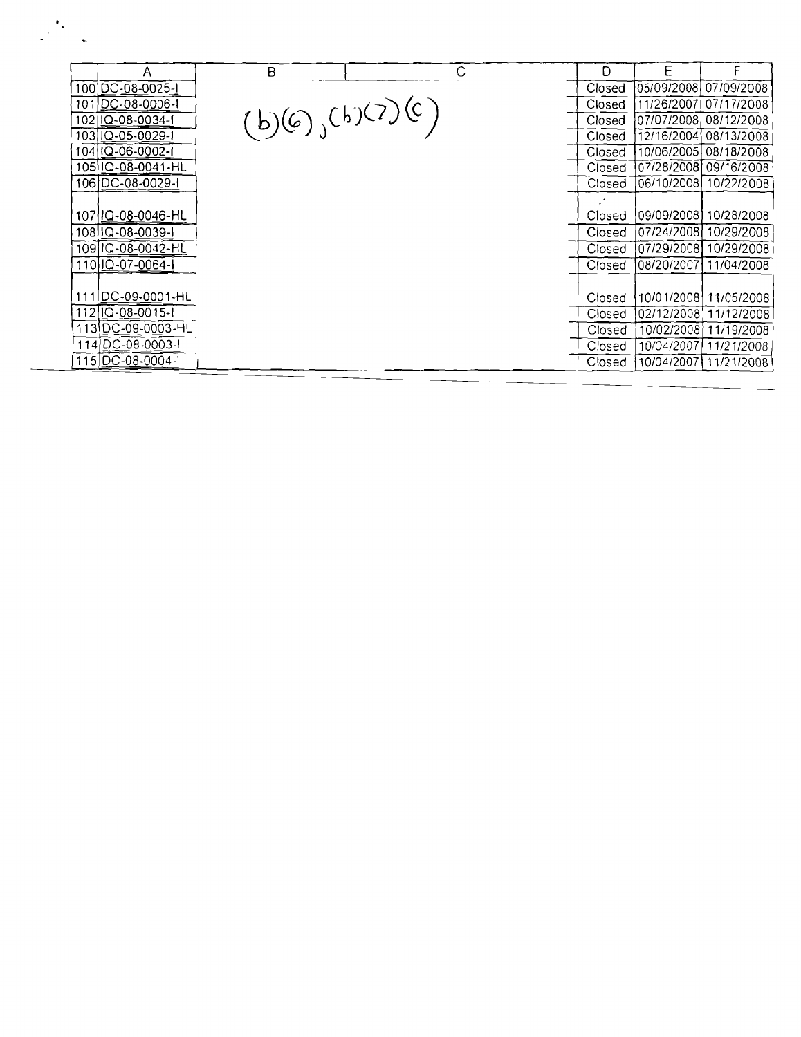| | A | B | C | D | E | F |
| --- | --- | --- | --- | --- | --- | --- |
| 100 | DC-08-0025-I | (b)(6), (b)(7)(c) | | Closed | 05/09/2008 | 07/09/2008 |
| 101 | DC-08-0006-I | | | Closed | 11/26/2007 | 07/17/2008 |
| 102 | IQ-08-0034-I | | | Closed | 07/07/2008 | 08/12/2008 |
| 103 | IQ-05-0029-I | | | Closed | 12/16/2004 | 08/13/2008 |
| 104 | IQ-06-0002-I | | | Closed | 10/06/2005 | 08/18/2008 |
| 105 | IQ-08-0041-HL | | | Closed | 07/28/2008 | 09/16/2008 |
| 106 | DC-08-0029-I | | | Closed | 06/10/2008 | 10/22/2008 |
| 107 | IQ-08-0046-HL | | | Closed | 09/09/2008 | 10/28/2008 |
| 108 | IQ-08-0039-I | | | Closed | 07/24/2008 | 10/29/2008 |
| 109 | IQ-08-0042-HL | | | Closed | 07/29/2008 | 10/29/2008 |
| 110 | IQ-07-0064-I | | | Closed | 08/20/2007 | 11/04/2008 |
| 111 | DC-09-0001-HL | | | Closed | 10/01/2008 | 11/05/2008 |
| 112 | IQ-08-0015-I | | | Closed | 02/12/2008 | 11/12/2008 |
| 113 | DC-09-0003-HL | | | Closed | 10/02/2008 | 11/19/2008 |
| 114 | DC-08-0003-I | | | Closed | 10/04/2007 | 11/21/2008 |
| 115 | DC-08-0004-I | | | Closed | 10/04/2007 | 11/21/2008 |